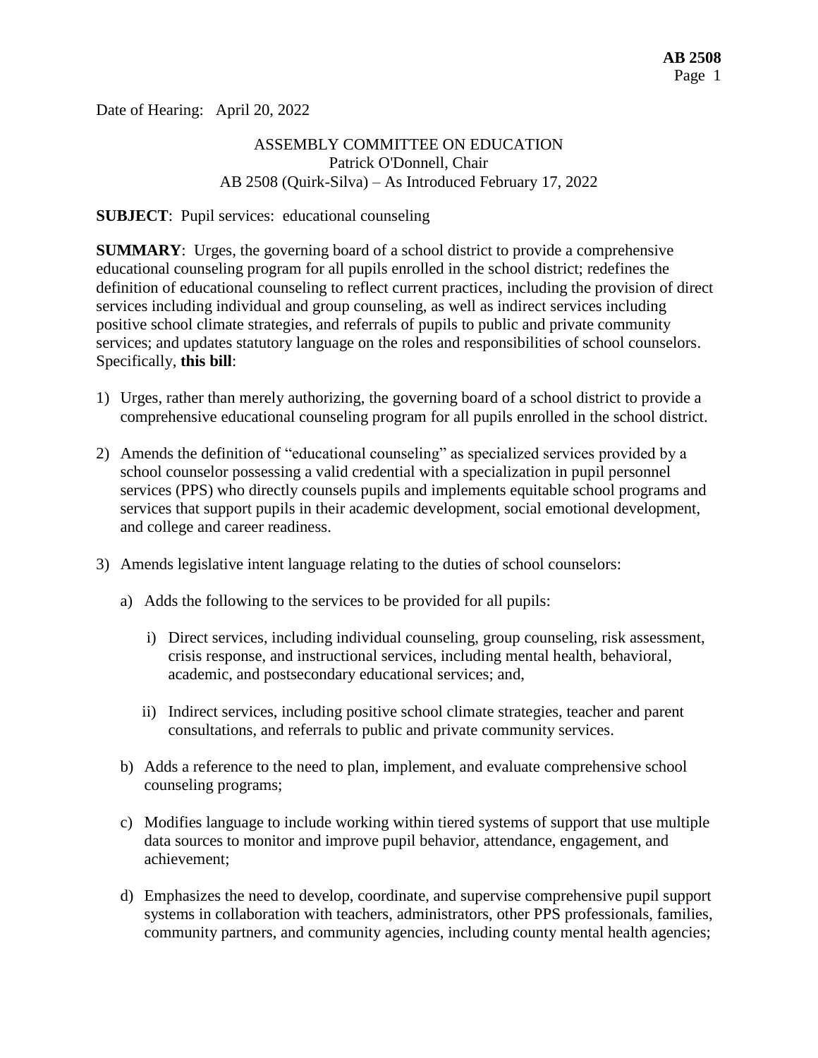Date of Hearing: April 20, 2022

ASSEMBLY COMMITTEE ON EDUCATION
Patrick O'Donnell, Chair
AB 2508 (Quirk-Silva) – As Introduced February 17, 2022

**SUBJECT**: Pupil services: educational counseling

**SUMMARY**: Urges, the governing board of a school district to provide a comprehensive educational counseling program for all pupils enrolled in the school district; redefines the definition of educational counseling to reflect current practices, including the provision of direct services including individual and group counseling, as well as indirect services including positive school climate strategies, and referrals of pupils to public and private community services; and updates statutory language on the roles and responsibilities of school counselors. Specifically, **this bill**:

1) Urges, rather than merely authorizing, the governing board of a school district to provide a comprehensive educational counseling program for all pupils enrolled in the school district.

2) Amends the definition of "educational counseling" as specialized services provided by a school counselor possessing a valid credential with a specialization in pupil personnel services (PPS) who directly counsels pupils and implements equitable school programs and services that support pupils in their academic development, social emotional development, and college and career readiness.

3) Amends legislative intent language relating to the duties of school counselors:

   a) Adds the following to the services to be provided for all pupils:

      i) Direct services, including individual counseling, group counseling, risk assessment, crisis response, and instructional services, including mental health, behavioral, academic, and postsecondary educational services; and,

      ii) Indirect services, including positive school climate strategies, teacher and parent consultations, and referrals to public and private community services.

   b) Adds a reference to the need to plan, implement, and evaluate comprehensive school counseling programs;

   c) Modifies language to include working within tiered systems of support that use multiple data sources to monitor and improve pupil behavior, attendance, engagement, and achievement;

   d) Emphasizes the need to develop, coordinate, and supervise comprehensive pupil support systems in collaboration with teachers, administrators, other PPS professionals, families, community partners, and community agencies, including county mental health agencies;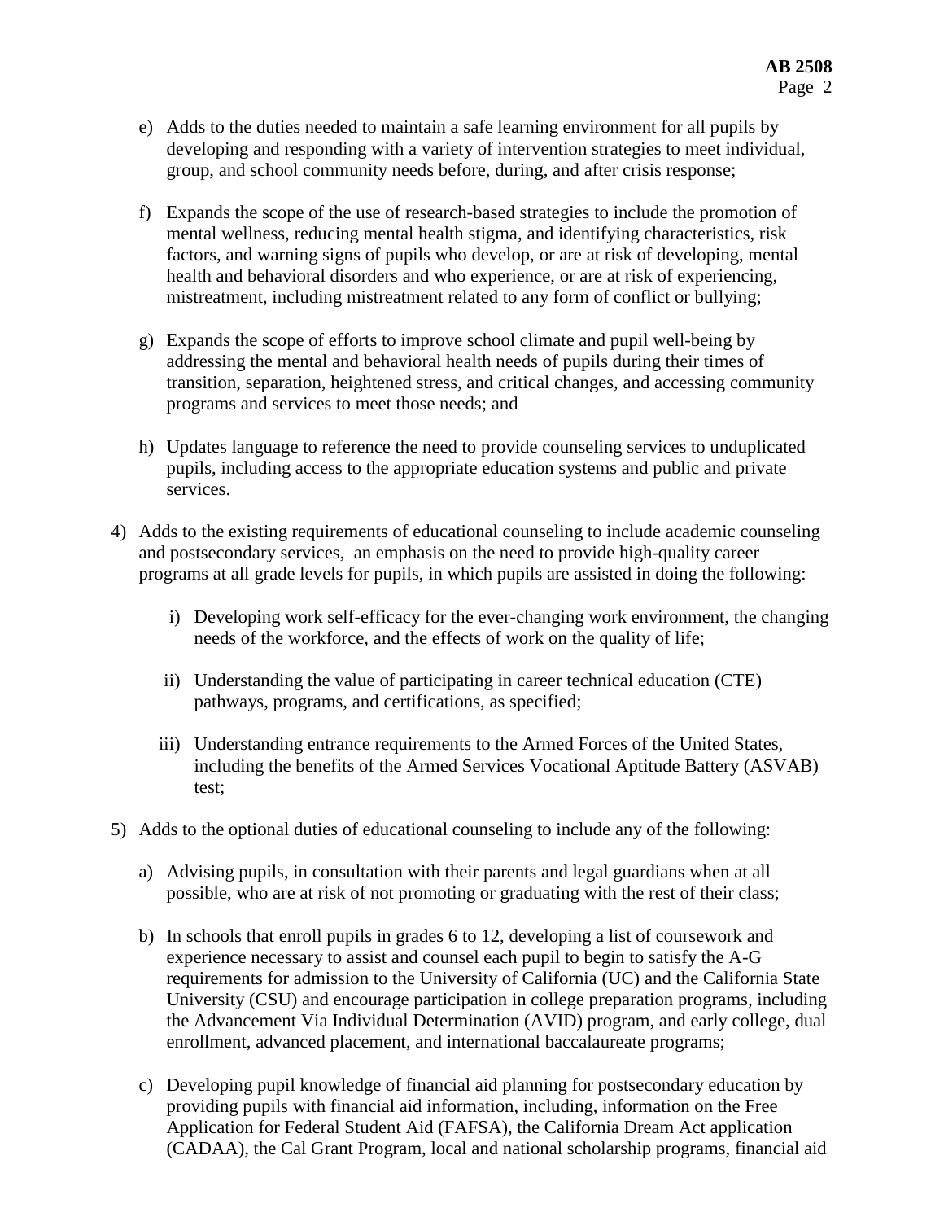e) Adds to the duties needed to maintain a safe learning environment for all pupils by developing and responding with a variety of intervention strategies to meet individual, group, and school community needs before, during, and after crisis response;

f) Expands the scope of the use of research-based strategies to include the promotion of mental wellness, reducing mental health stigma, and identifying characteristics, risk factors, and warning signs of pupils who develop, or are at risk of developing, mental health and behavioral disorders and who experience, or are at risk of experiencing, mistreatment, including mistreatment related to any form of conflict or bullying;

g) Expands the scope of efforts to improve school climate and pupil well-being by addressing the mental and behavioral health needs of pupils during their times of transition, separation, heightened stress, and critical changes, and accessing community programs and services to meet those needs; and

h) Updates language to reference the need to provide counseling services to unduplicated pupils, including access to the appropriate education systems and public and private services.

4) Adds to the existing requirements of educational counseling to include academic counseling and postsecondary services, an emphasis on the need to provide high-quality career programs at all grade levels for pupils, in which pupils are assisted in doing the following:

   i) Developing work self-efficacy for the ever-changing work environment, the changing needs of the workforce, and the effects of work on the quality of life;

   ii) Understanding the value of participating in career technical education (CTE) pathways, programs, and certifications, as specified;

   iii) Understanding entrance requirements to the Armed Forces of the United States, including the benefits of the Armed Services Vocational Aptitude Battery (ASVAB) test;

5) Adds to the optional duties of educational counseling to include any of the following:

   a) Advising pupils, in consultation with their parents and legal guardians when at all possible, who are at risk of not promoting or graduating with the rest of their class;

   b) In schools that enroll pupils in grades 6 to 12, developing a list of coursework and experience necessary to assist and counsel each pupil to begin to satisfy the A-G requirements for admission to the University of California (UC) and the California State University (CSU) and encourage participation in college preparation programs, including the Advancement Via Individual Determination (AVID) program, and early college, dual enrollment, advanced placement, and international baccalaureate programs;

   c) Developing pupil knowledge of financial aid planning for postsecondary education by providing pupils with financial aid information, including, information on the Free Application for Federal Student Aid (FAFSA), the California Dream Act application (CADAA), the Cal Grant Program, local and national scholarship programs, financial aid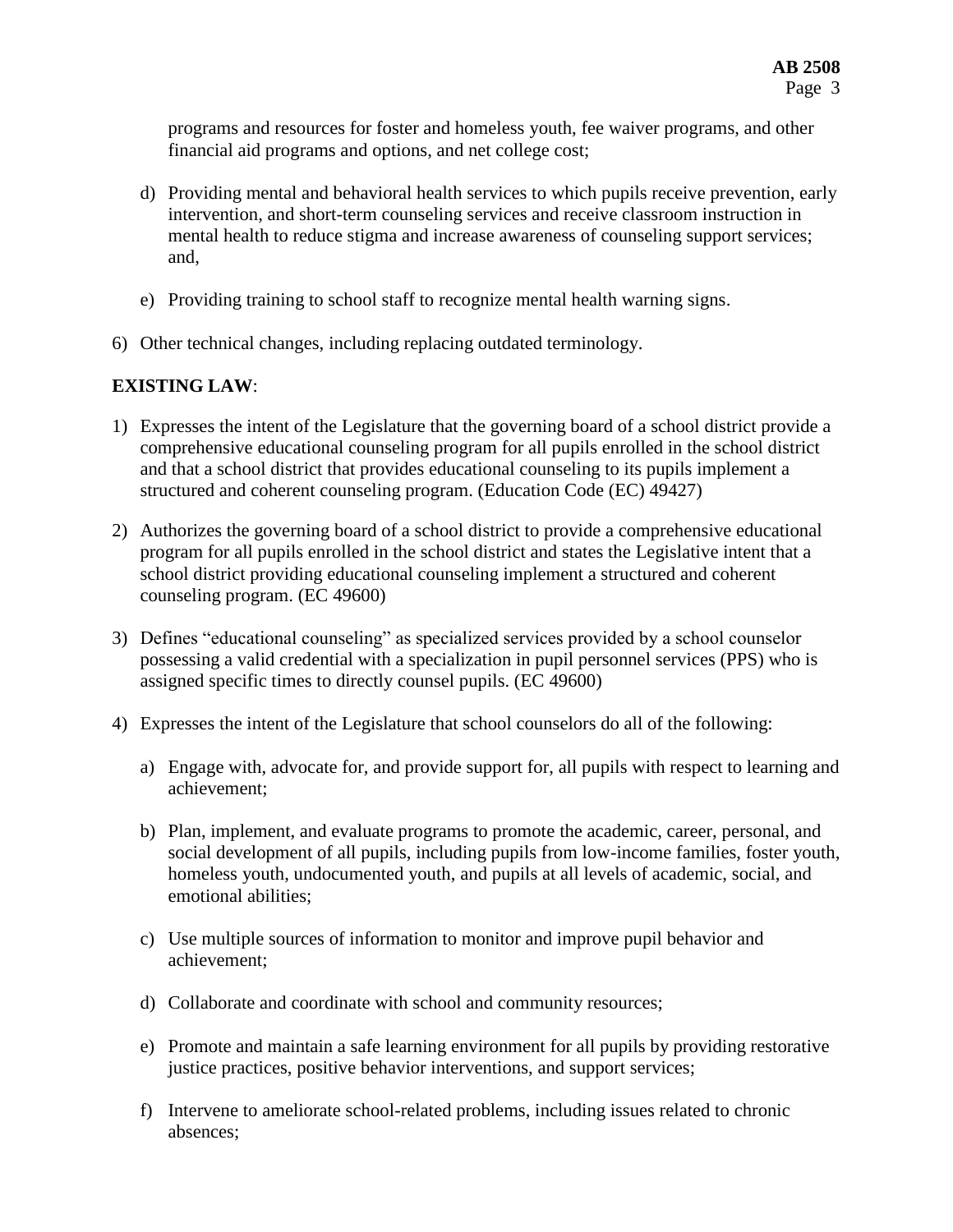programs and resources for foster and homeless youth, fee waiver programs, and other financial aid programs and options, and net college cost;

d) Providing mental and behavioral health services to which pupils receive prevention, early intervention, and short-term counseling services and receive classroom instruction in mental health to reduce stigma and increase awareness of counseling support services; and,

e) Providing training to school staff to recognize mental health warning signs.

6) Other technical changes, including replacing outdated terminology.

**EXISTING LAW**:

1) Expresses the intent of the Legislature that the governing board of a school district provide a comprehensive educational counseling program for all pupils enrolled in the school district and that a school district that provides educational counseling to its pupils implement a structured and coherent counseling program. (Education Code (EC) 49427)

2) Authorizes the governing board of a school district to provide a comprehensive educational program for all pupils enrolled in the school district and states the Legislative intent that a school district providing educational counseling implement a structured and coherent counseling program. (EC 49600)

3) Defines "educational counseling" as specialized services provided by a school counselor possessing a valid credential with a specialization in pupil personnel services (PPS) who is assigned specific times to directly counsel pupils. (EC 49600)

4) Expresses the intent of the Legislature that school counselors do all of the following:

   a) Engage with, advocate for, and provide support for, all pupils with respect to learning and achievement;

   b) Plan, implement, and evaluate programs to promote the academic, career, personal, and social development of all pupils, including pupils from low-income families, foster youth, homeless youth, undocumented youth, and pupils at all levels of academic, social, and emotional abilities;

   c) Use multiple sources of information to monitor and improve pupil behavior and achievement;

   d) Collaborate and coordinate with school and community resources;

   e) Promote and maintain a safe learning environment for all pupils by providing restorative justice practices, positive behavior interventions, and support services;

   f) Intervene to ameliorate school-related problems, including issues related to chronic absences;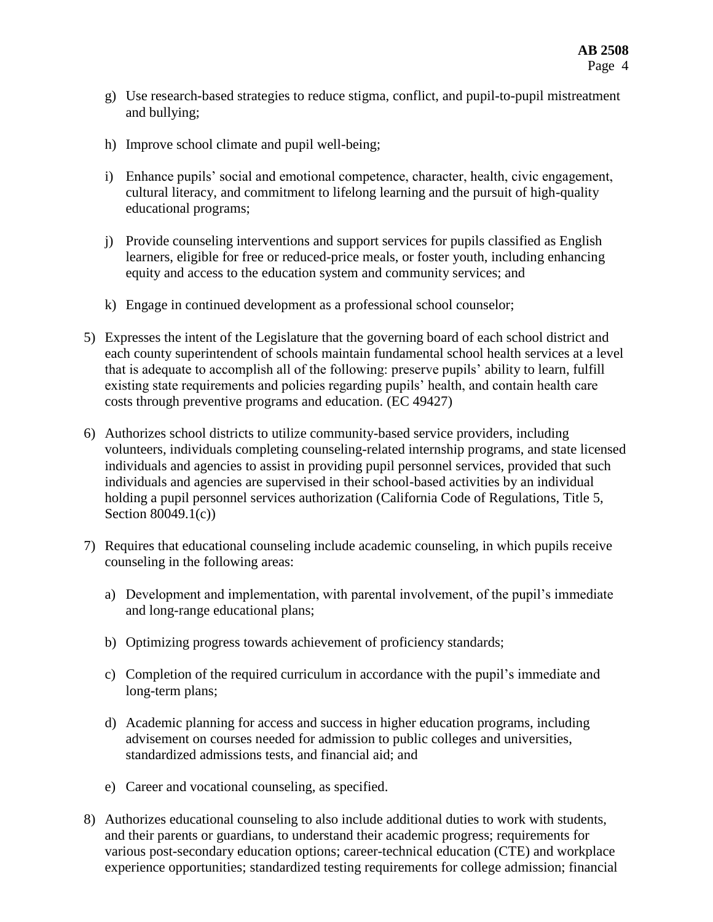g) Use research-based strategies to reduce stigma, conflict, and pupil-to-pupil mistreatment and bullying;

h) Improve school climate and pupil well-being;

i) Enhance pupils' social and emotional competence, character, health, civic engagement, cultural literacy, and commitment to lifelong learning and the pursuit of high-quality educational programs;

j) Provide counseling interventions and support services for pupils classified as English learners, eligible for free or reduced-price meals, or foster youth, including enhancing equity and access to the education system and community services; and

k) Engage in continued development as a professional school counselor;

5) Expresses the intent of the Legislature that the governing board of each school district and each county superintendent of schools maintain fundamental school health services at a level that is adequate to accomplish all of the following: preserve pupils' ability to learn, fulfill existing state requirements and policies regarding pupils' health, and contain health care costs through preventive programs and education. (EC 49427)

6) Authorizes school districts to utilize community-based service providers, including volunteers, individuals completing counseling-related internship programs, and state licensed individuals and agencies to assist in providing pupil personnel services, provided that such individuals and agencies are supervised in their school-based activities by an individual holding a pupil personnel services authorization (California Code of Regulations, Title 5, Section 80049.1(c))

7) Requires that educational counseling include academic counseling, in which pupils receive counseling in the following areas:

   a) Development and implementation, with parental involvement, of the pupil's immediate and long-range educational plans;

   b) Optimizing progress towards achievement of proficiency standards;

   c) Completion of the required curriculum in accordance with the pupil's immediate and long-term plans;

   d) Academic planning for access and success in higher education programs, including advisement on courses needed for admission to public colleges and universities, standardized admissions tests, and financial aid; and

   e) Career and vocational counseling, as specified.

8) Authorizes educational counseling to also include additional duties to work with students, and their parents or guardians, to understand their academic progress; requirements for various post-secondary education options; career-technical education (CTE) and workplace experience opportunities; standardized testing requirements for college admission; financial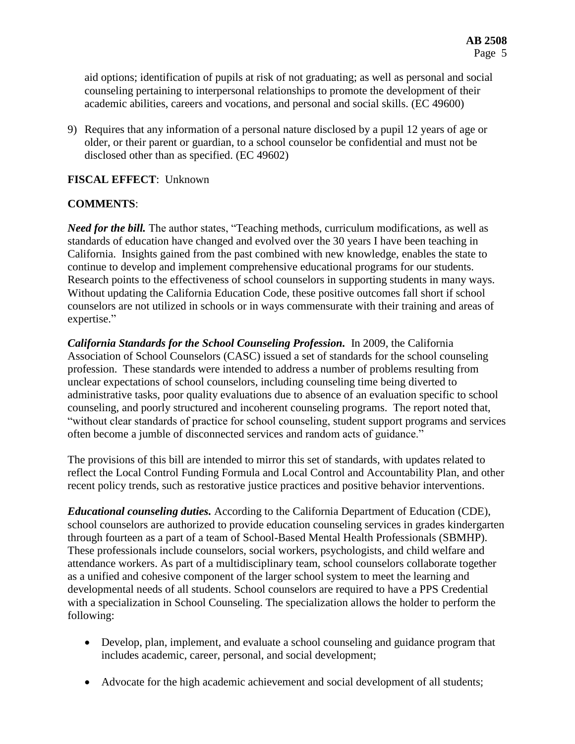aid options; identification of pupils at risk of not graduating; as well as personal and social counseling pertaining to interpersonal relationships to promote the development of their academic abilities, careers and vocations, and personal and social skills. (EC 49600)

9) Requires that any information of a personal nature disclosed by a pupil 12 years of age or older, or their parent or guardian, to a school counselor be confidential and must not be disclosed other than as specified. (EC 49602)

**FISCAL EFFECT**: Unknown

**COMMENTS**:

***Need for the bill.*** The author states, "Teaching methods, curriculum modifications, as well as standards of education have changed and evolved over the 30 years I have been teaching in California. Insights gained from the past combined with new knowledge, enables the state to continue to develop and implement comprehensive educational programs for our students. Research points to the effectiveness of school counselors in supporting students in many ways. Without updating the California Education Code, these positive outcomes fall short if school counselors are not utilized in schools or in ways commensurate with their training and areas of expertise."

***California Standards for the School Counseling Profession.*** In 2009, the California Association of School Counselors (CASC) issued a set of standards for the school counseling profession. These standards were intended to address a number of problems resulting from unclear expectations of school counselors, including counseling time being diverted to administrative tasks, poor quality evaluations due to absence of an evaluation specific to school counseling, and poorly structured and incoherent counseling programs. The report noted that, "without clear standards of practice for school counseling, student support programs and services often become a jumble of disconnected services and random acts of guidance."

The provisions of this bill are intended to mirror this set of standards, with updates related to reflect the Local Control Funding Formula and Local Control and Accountability Plan, and other recent policy trends, such as restorative justice practices and positive behavior interventions.

***Educational counseling duties.*** According to the California Department of Education (CDE), school counselors are authorized to provide education counseling services in grades kindergarten through fourteen as a part of a team of School-Based Mental Health Professionals (SBMHP). These professionals include counselors, social workers, psychologists, and child welfare and attendance workers. As part of a multidisciplinary team, school counselors collaborate together as a unified and cohesive component of the larger school system to meet the learning and developmental needs of all students. School counselors are required to have a PPS Credential with a specialization in School Counseling. The specialization allows the holder to perform the following:

- Develop, plan, implement, and evaluate a school counseling and guidance program that includes academic, career, personal, and social development;
- Advocate for the high academic achievement and social development of all students;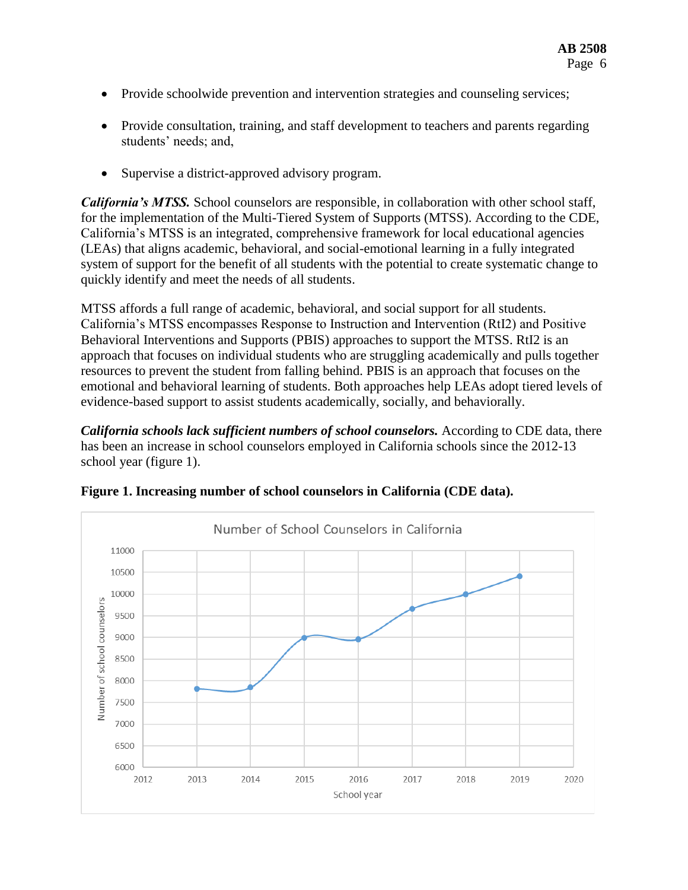- Provide schoolwide prevention and intervention strategies and counseling services;
- Provide consultation, training, and staff development to teachers and parents regarding students' needs; and,
- Supervise a district-approved advisory program.

***California's MTSS.*** School counselors are responsible, in collaboration with other school staff, for the implementation of the Multi-Tiered System of Supports (MTSS). According to the CDE, California's MTSS is an integrated, comprehensive framework for local educational agencies (LEAs) that aligns academic, behavioral, and social-emotional learning in a fully integrated system of support for the benefit of all students with the potential to create systematic change to quickly identify and meet the needs of all students.

MTSS affords a full range of academic, behavioral, and social support for all students. California's MTSS encompasses Response to Instruction and Intervention (RtI2) and Positive Behavioral Interventions and Supports (PBIS) approaches to support the MTSS. RtI2 is an approach that focuses on individual students who are struggling academically and pulls together resources to prevent the student from falling behind. PBIS is an approach that focuses on the emotional and behavioral learning of students. Both approaches help LEAs adopt tiered levels of evidence-based support to assist students academically, socially, and behaviorally.

***California schools lack sufficient numbers of school counselors.*** According to CDE data, there has been an increase in school counselors employed in California schools since the 2012-13 school year (figure 1).

**Figure 1. Increasing number of school counselors in California (CDE data).**

Number of School Counselors in California

| School year | Number of school counselors (approx.) |
|---|---|
| 2013 | 7800 |
| 2014 | 7850 |
| 2015 | 9000 |
| 2016 | 8950 |
| 2017 | 9650 |
| 2018 | 10000 |
| 2019 | 10400 |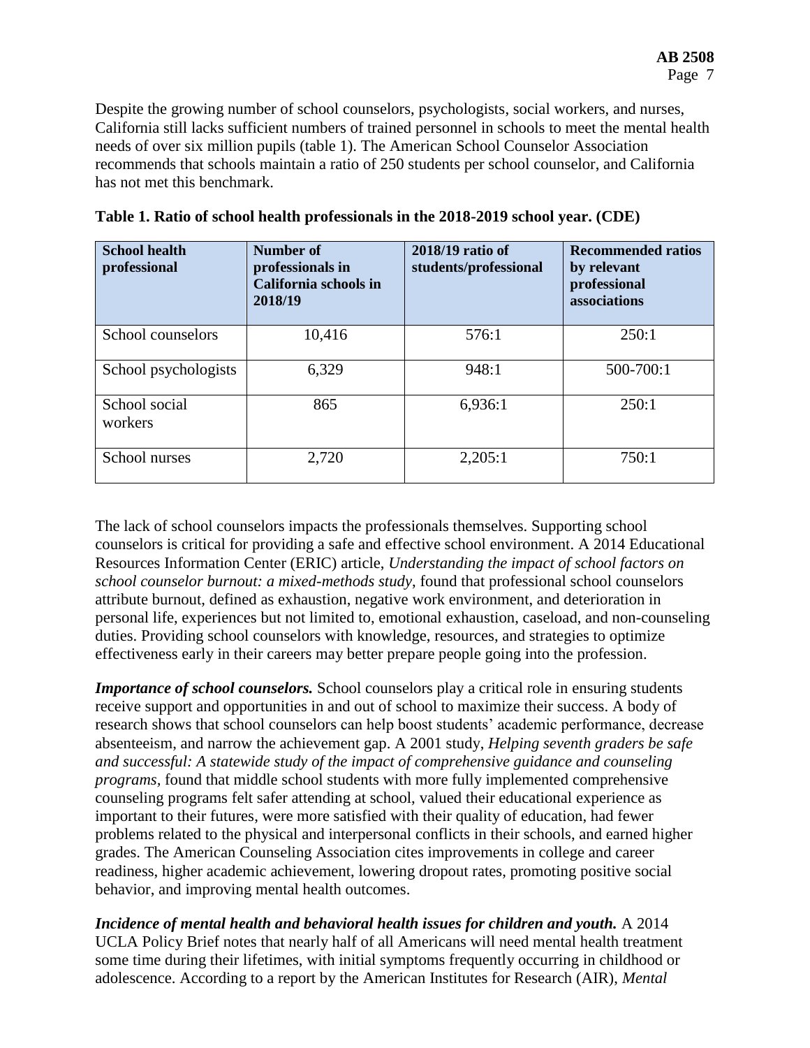Despite the growing number of school counselors, psychologists, social workers, and nurses, California still lacks sufficient numbers of trained personnel in schools to meet the mental health needs of over six million pupils (table 1). The American School Counselor Association recommends that schools maintain a ratio of 250 students per school counselor, and California has not met this benchmark.

**Table 1. Ratio of school health professionals in the 2018-2019 school year. (CDE)**

| School health professional | Number of professionals in California schools in 2018/19 | 2018/19 ratio of students/professional | Recommended ratios by relevant professional associations |
|---|---|---|---|
| School counselors | 10,416 | 576:1 | 250:1 |
| School psychologists | 6,329 | 948:1 | 500-700:1 |
| School social workers | 865 | 6,936:1 | 250:1 |
| School nurses | 2,720 | 2,205:1 | 750:1 |

The lack of school counselors impacts the professionals themselves. Supporting school counselors is critical for providing a safe and effective school environment. A 2014 Educational Resources Information Center (ERIC) article, *Understanding the impact of school factors on school counselor burnout: a mixed-methods study*, found that professional school counselors attribute burnout, defined as exhaustion, negative work environment, and deterioration in personal life, experiences but not limited to, emotional exhaustion, caseload, and non-counseling duties. Providing school counselors with knowledge, resources, and strategies to optimize effectiveness early in their careers may better prepare people going into the profession.

***Importance of school counselors.*** School counselors play a critical role in ensuring students receive support and opportunities in and out of school to maximize their success. A body of research shows that school counselors can help boost students' academic performance, decrease absenteeism, and narrow the achievement gap. A 2001 study, *Helping seventh graders be safe and successful: A statewide study of the impact of comprehensive guidance and counseling programs,* found that middle school students with more fully implemented comprehensive counseling programs felt safer attending at school, valued their educational experience as important to their futures, were more satisfied with their quality of education, had fewer problems related to the physical and interpersonal conflicts in their schools, and earned higher grades. The American Counseling Association cites improvements in college and career readiness, higher academic achievement, lowering dropout rates, promoting positive social behavior, and improving mental health outcomes.

***Incidence of mental health and behavioral health issues for children and youth.*** A 2014 UCLA Policy Brief notes that nearly half of all Americans will need mental health treatment some time during their lifetimes, with initial symptoms frequently occurring in childhood or adolescence. According to a report by the American Institutes for Research (AIR), *Mental*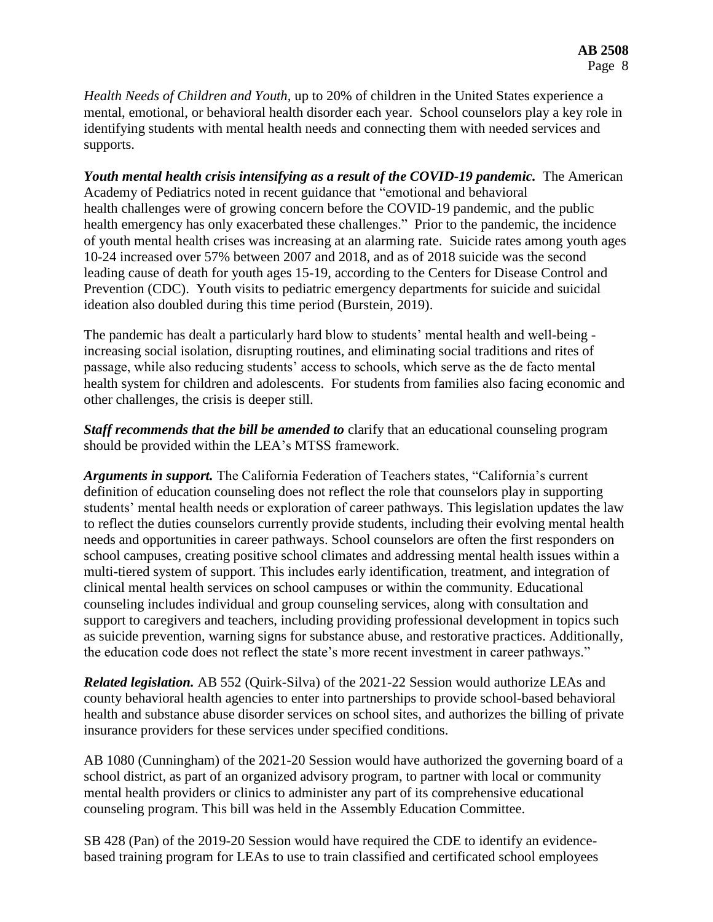*Health Needs of Children and Youth*, up to 20% of children in the United States experience a mental, emotional, or behavioral health disorder each year. School counselors play a key role in identifying students with mental health needs and connecting them with needed services and supports.

***Youth mental health crisis intensifying as a result of the COVID-19 pandemic.*** The American Academy of Pediatrics noted in recent guidance that "emotional and behavioral health challenges were of growing concern before the COVID-19 pandemic, and the public health emergency has only exacerbated these challenges." Prior to the pandemic, the incidence of youth mental health crises was increasing at an alarming rate. Suicide rates among youth ages 10-24 increased over 57% between 2007 and 2018, and as of 2018 suicide was the second leading cause of death for youth ages 15-19, according to the Centers for Disease Control and Prevention (CDC). Youth visits to pediatric emergency departments for suicide and suicidal ideation also doubled during this time period (Burstein, 2019).

The pandemic has dealt a particularly hard blow to students' mental health and well-being - increasing social isolation, disrupting routines, and eliminating social traditions and rites of passage, while also reducing students' access to schools, which serve as the de facto mental health system for children and adolescents. For students from families also facing economic and other challenges, the crisis is deeper still.

***Staff recommends that the bill be amended to*** clarify that an educational counseling program should be provided within the LEA's MTSS framework.

***Arguments in support.*** The California Federation of Teachers states, "California's current definition of education counseling does not reflect the role that counselors play in supporting students' mental health needs or exploration of career pathways. This legislation updates the law to reflect the duties counselors currently provide students, including their evolving mental health needs and opportunities in career pathways. School counselors are often the first responders on school campuses, creating positive school climates and addressing mental health issues within a multi-tiered system of support. This includes early identification, treatment, and integration of clinical mental health services on school campuses or within the community. Educational counseling includes individual and group counseling services, along with consultation and support to caregivers and teachers, including providing professional development in topics such as suicide prevention, warning signs for substance abuse, and restorative practices. Additionally, the education code does not reflect the state's more recent investment in career pathways."

***Related legislation.*** AB 552 (Quirk-Silva) of the 2021-22 Session would authorize LEAs and county behavioral health agencies to enter into partnerships to provide school-based behavioral health and substance abuse disorder services on school sites, and authorizes the billing of private insurance providers for these services under specified conditions.

AB 1080 (Cunningham) of the 2021-20 Session would have authorized the governing board of a school district, as part of an organized advisory program, to partner with local or community mental health providers or clinics to administer any part of its comprehensive educational counseling program. This bill was held in the Assembly Education Committee.

SB 428 (Pan) of the 2019-20 Session would have required the CDE to identify an evidence-based training program for LEAs to use to train classified and certificated school employees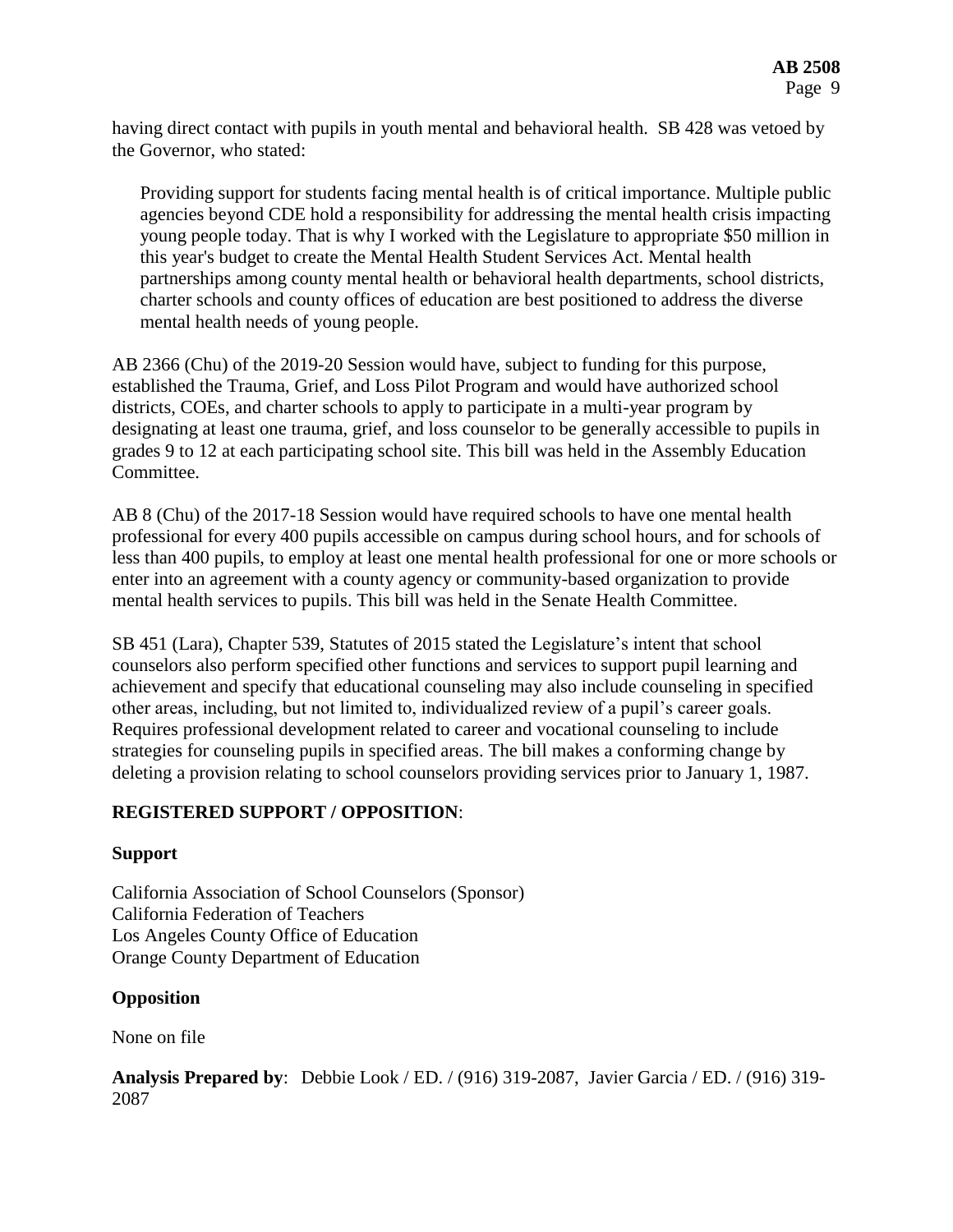having direct contact with pupils in youth mental and behavioral health. SB 428 was vetoed by the Governor, who stated:

> Providing support for students facing mental health is of critical importance. Multiple public agencies beyond CDE hold a responsibility for addressing the mental health crisis impacting young people today. That is why I worked with the Legislature to appropriate $50 million in this year's budget to create the Mental Health Student Services Act. Mental health partnerships among county mental health or behavioral health departments, school districts, charter schools and county offices of education are best positioned to address the diverse mental health needs of young people.

AB 2366 (Chu) of the 2019-20 Session would have, subject to funding for this purpose, established the Trauma, Grief, and Loss Pilot Program and would have authorized school districts, COEs, and charter schools to apply to participate in a multi-year program by designating at least one trauma, grief, and loss counselor to be generally accessible to pupils in grades 9 to 12 at each participating school site. This bill was held in the Assembly Education Committee.

AB 8 (Chu) of the 2017-18 Session would have required schools to have one mental health professional for every 400 pupils accessible on campus during school hours, and for schools of less than 400 pupils, to employ at least one mental health professional for one or more schools or enter into an agreement with a county agency or community-based organization to provide mental health services to pupils. This bill was held in the Senate Health Committee.

SB 451 (Lara), Chapter 539, Statutes of 2015 stated the Legislature's intent that school counselors also perform specified other functions and services to support pupil learning and achievement and specify that educational counseling may also include counseling in specified other areas, including, but not limited to, individualized review of a pupil's career goals. Requires professional development related to career and vocational counseling to include strategies for counseling pupils in specified areas. The bill makes a conforming change by deleting a provision relating to school counselors providing services prior to January 1, 1987.

## REGISTERED SUPPORT / OPPOSITION:

### Support

California Association of School Counselors (Sponsor)
California Federation of Teachers
Los Angeles County Office of Education
Orange County Department of Education

### Opposition

None on file

**Analysis Prepared by**: Debbie Look / ED. / (916) 319-2087, Javier Garcia / ED. / (916) 319-2087